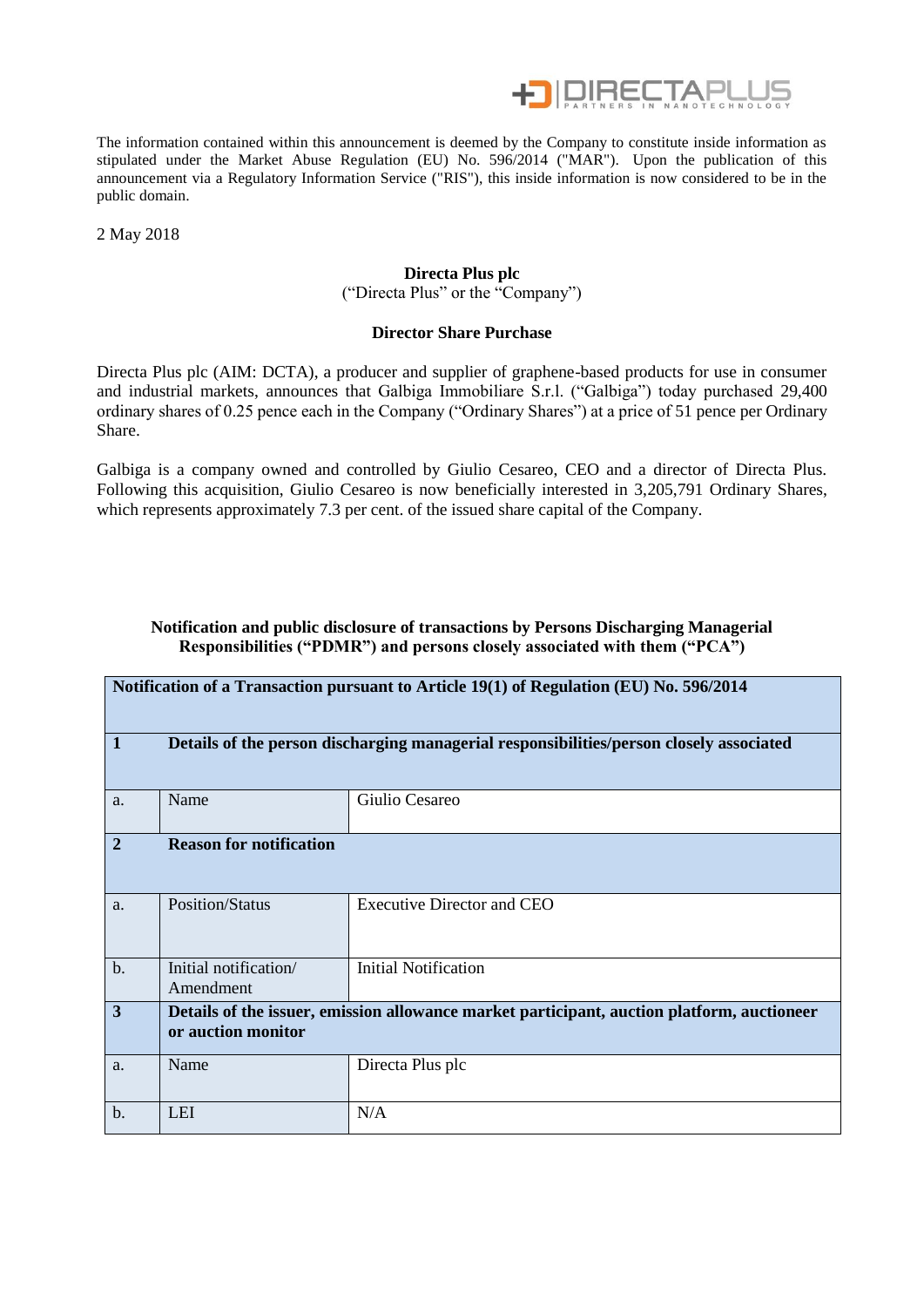The information contained within this announcement is deemed by the Company to constitute inside information as stipulated under the Market Abuse Regulation (EU) No. 596/2014 ("MAR"). Upon the publication of this announcement via a Regulatory Information Service ("RIS"), this inside information is now considered to be in the public domain.

2 May 2018

**Directa Plus plc**

("Directa Plus" or the "Company")

**Director Share Purchase**

Directa Plus plc (AIM: DCTA), a producer and supplier of graphene-based products for use in consumer and industrial markets, announces that Galbiga Immobiliare S.r.l. ("Galbiga") today purchased 29,400 ordinary shares of 0.25 pence each in the Company ("Ordinary Shares") at a price of 51 pence per Ordinary Share.

Galbiga is a company owned and controlled by Giulio Cesareo, CEO and a director of Directa Plus. Following this acquisition, Giulio Cesareo is now beneficially interested in 3,205,791 Ordinary Shares, which represents approximately 7.3 per cent. of the issued share capital of the Company.

**Notification and public disclosure of transactions by Persons Discharging Managerial Responsibilities ("PDMR") and persons closely associated with them ("PCA")**

| **Notification of a Transaction pursuant to Article 19(1) of Regulation (EU) No. 596/2014** | | |
|---|---|---|
| **1** | **Details of the person discharging managerial responsibilities/person closely associated** | |
| a. | Name | Giulio Cesareo |
| **2** | **Reason for notification** | |
| a. | Position/Status | Executive Director and CEO |
| b. | Initial notification/ Amendment | Initial Notification |
| **3** | **Details of the issuer, emission allowance market participant, auction platform, auctioneer or auction monitor** | |
| a. | Name | Directa Plus plc |
| b. | LEI | N/A |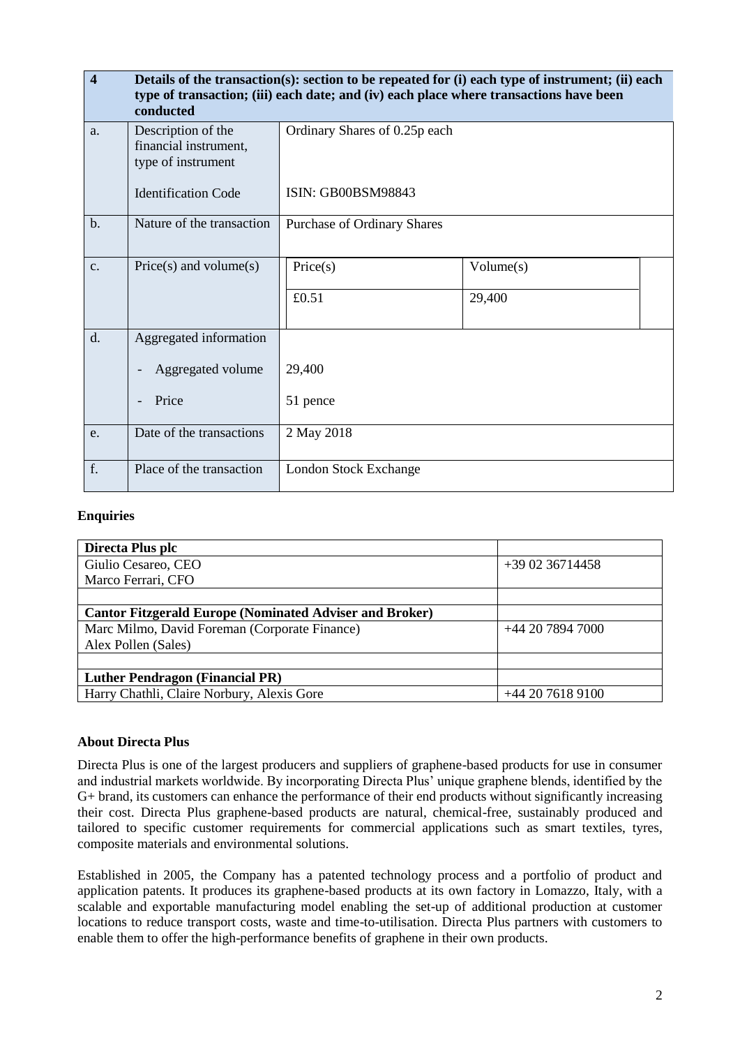| 4 | Details of the transaction(s): section to be repeated for (i) each type of instrument; (ii) each type of transaction; (iii) each date; and (iv) each place where transactions have been conducted | | |
|---|---|---|---|
| a. | Description of the financial instrument, type of instrument<br><br>Identification Code | Ordinary Shares of 0.25p each<br><br>ISIN: GB00BSM98843 | |
| b. | Nature of the transaction | Purchase of Ordinary Shares | |
| c. | Price(s) and volume(s) | Price(s)<br>£0.51 | Volume(s)<br>29,400 |
| d. | Aggregated information<br>- Aggregated volume<br>- Price | <br>29,400<br>51 pence | |
| e. | Date of the transactions | 2 May 2018 | |
| f. | Place of the transaction | London Stock Exchange | |

**Enquiries**

| | |
|---|---|
| **Directa Plus plc** | |
| Giulio Cesareo, CEO<br>Marco Ferrari, CFO | +39 02 36714458 |
| | |
| **Cantor Fitzgerald Europe (Nominated Adviser and Broker)** | |
| Marc Milmo, David Foreman (Corporate Finance)<br>Alex Pollen (Sales) | +44 20 7894 7000 |
| | |
| **Luther Pendragon (Financial PR)** | |
| Harry Chathli, Claire Norbury, Alexis Gore | +44 20 7618 9100 |

**About Directa Plus**

Directa Plus is one of the largest producers and suppliers of graphene-based products for use in consumer and industrial markets worldwide. By incorporating Directa Plus' unique graphene blends, identified by the G+ brand, its customers can enhance the performance of their end products without significantly increasing their cost. Directa Plus graphene-based products are natural, chemical-free, sustainably produced and tailored to specific customer requirements for commercial applications such as smart textiles, tyres, composite materials and environmental solutions.

Established in 2005, the Company has a patented technology process and a portfolio of product and application patents. It produces its graphene-based products at its own factory in Lomazzo, Italy, with a scalable and exportable manufacturing model enabling the set-up of additional production at customer locations to reduce transport costs, waste and time-to-utilisation. Directa Plus partners with customers to enable them to offer the high-performance benefits of graphene in their own products.